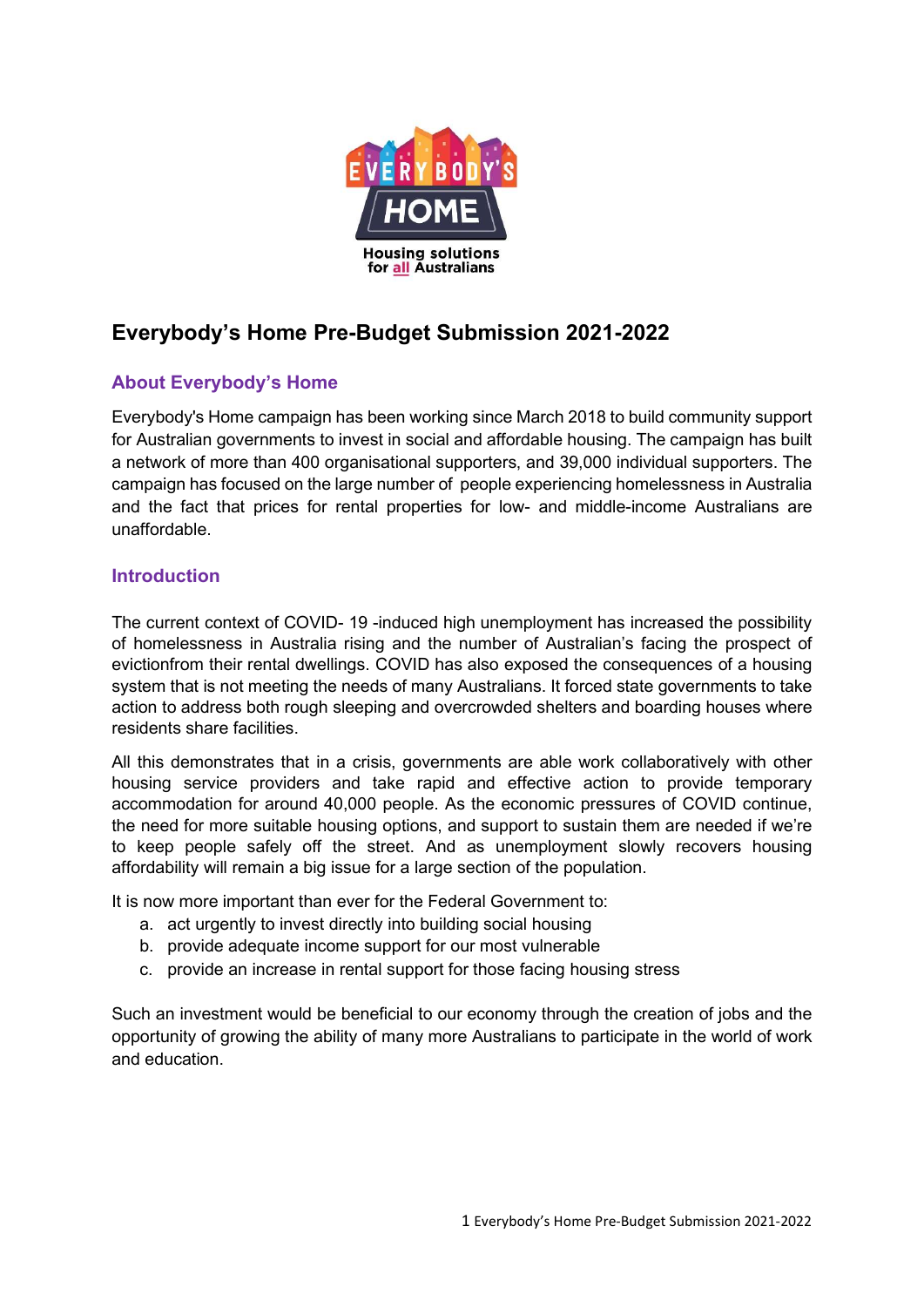# Everybody's Home Pre-Budget Submission 2021-2022

## About Everybody's Home

Everybody's Home campaign has been working since March 2018 to build community support for Australian governments to invest in social and affordable housing. The campaign has built a network of more than 400 organisational supporters, and 39,000 individual supporters. The campaign has focused on the large number of people experiencing homelessness in Australia and the fact that prices for rental properties for low- and middle-income Australians are unaffordable.

## Introduction

The current context of COVID- 19 -induced high unemployment has increased the possibility of homelessness in Australia rising and the number of Australian's facing the prospect of evictionfrom their rental dwellings. COVID has also exposed the consequences of a housing system that is not meeting the needs of many Australians. It forced state governments to take action to address both rough sleeping and overcrowded shelters and boarding houses where residents share facilities.

All this demonstrates that in a crisis, governments are able work collaboratively with other housing service providers and take rapid and effective action to provide temporary accommodation for around 40,000 people. As the economic pressures of COVID continue, the need for more suitable housing options, and support to sustain them are needed if we're to keep people safely off the street. And as unemployment slowly recovers housing affordability will remain a big issue for a large section of the population.

It is now more important than ever for the Federal Government to:

a. act urgently to invest directly into building social housing
b. provide adequate income support for our most vulnerable
c. provide an increase in rental support for those facing housing stress

Such an investment would be beneficial to our economy through the creation of jobs and the opportunity of growing the ability of many more Australians to participate in the world of work and education.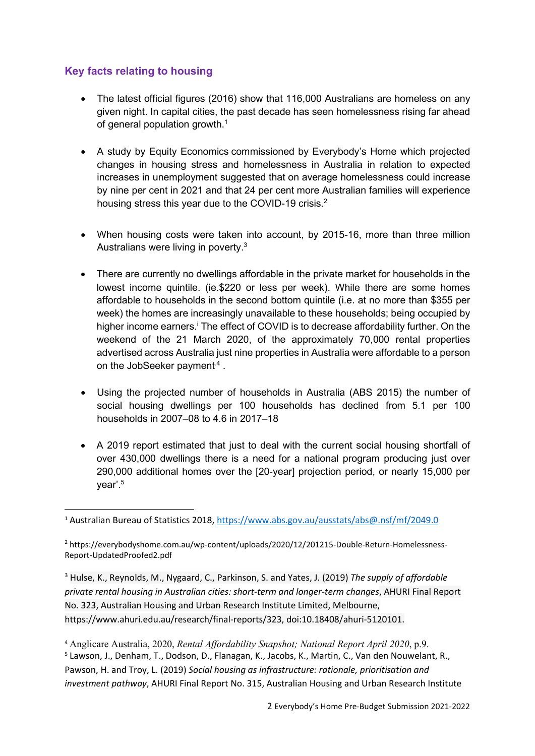## Key facts relating to housing

- The latest official figures (2016) show that 116,000 Australians are homeless on any given night. In capital cities, the past decade has seen homelessness rising far ahead of general population growth.[1]

- A study by Equity Economics commissioned by Everybody's Home which projected changes in housing stress and homelessness in Australia in relation to expected increases in unemployment suggested that on average homelessness could increase by nine per cent in 2021 and that 24 per cent more Australian families will experience housing stress this year due to the COVID-19 crisis.[2]

- When housing costs were taken into account, by 2015-16, more than three million Australians were living in poverty.[3]

- There are currently no dwellings affordable in the private market for households in the lowest income quintile. (ie.$220 or less per week). While there are some homes affordable to households in the second bottom quintile (i.e. at no more than $355 per week) the homes are increasingly unavailable to these households; being occupied by higher income earners.[i] The effect of COVID is to decrease affordability further. On the weekend of the 21 March 2020, of the approximately 70,000 rental properties advertised across Australia just nine properties in Australia were affordable to a person on the JobSeeker payment[4] .

- Using the projected number of households in Australia (ABS 2015) the number of social housing dwellings per 100 households has declined from 5.1 per 100 households in 2007–08 to 4.6 in 2017–18

- A 2019 report estimated that just to deal with the current social housing shortfall of over 430,000 dwellings there is a need for a national program producing just over 290,000 additional homes over the [20-year] projection period, or nearly 15,000 per year'.[5]

---

[1] Australian Bureau of Statistics 2018, https://www.abs.gov.au/ausstats/abs@.nsf/mf/2049.0

[2] https://everybodyshome.com.au/wp-content/uploads/2020/12/201215-Double-Return-Homelessness-Report-UpdatedProofed2.pdf

[3] Hulse, K., Reynolds, M., Nygaard, C., Parkinson, S. and Yates, J. (2019) *The supply of affordable private rental housing in Australian cities: short-term and longer-term changes*, AHURI Final Report No. 323, Australian Housing and Urban Research Institute Limited, Melbourne, https://www.ahuri.edu.au/research/final-reports/323, doi:10.18408/ahuri-5120101.

[4] Anglicare Australia, 2020, *Rental Affordability Snapshot; National Report April 2020*, p.9.

[5] Lawson, J., Denham, T., Dodson, D., Flanagan, K., Jacobs, K., Martin, C., Van den Nouwelant, R., Pawson, H. and Troy, L. (2019) *Social housing as infrastructure: rationale, prioritisation and investment pathway*, AHURI Final Report No. 315, Australian Housing and Urban Research Institute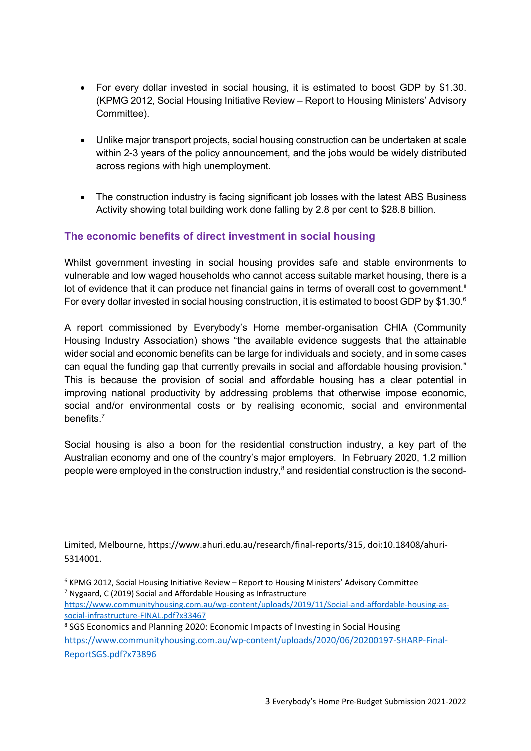- For every dollar invested in social housing, it is estimated to boost GDP by $1.30. (KPMG 2012, Social Housing Initiative Review – Report to Housing Ministers' Advisory Committee).

- Unlike major transport projects, social housing construction can be undertaken at scale within 2-3 years of the policy announcement, and the jobs would be widely distributed across regions with high unemployment.

- The construction industry is facing significant job losses with the latest ABS Business Activity showing total building work done falling by 2.8 per cent to $28.8 billion.

## The economic benefits of direct investment in social housing

Whilst government investing in social housing provides safe and stable environments to vulnerable and low waged households who cannot access suitable market housing, there is a lot of evidence that it can produce net financial gains in terms of overall cost to government.[ii] For every dollar invested in social housing construction, it is estimated to boost GDP by $1.30.[6]

A report commissioned by Everybody's Home member-organisation CHIA (Community Housing Industry Association) shows "the available evidence suggests that the attainable wider social and economic benefits can be large for individuals and society, and in some cases can equal the funding gap that currently prevails in social and affordable housing provision." This is because the provision of social and affordable housing has a clear potential in improving national productivity by addressing problems that otherwise impose economic, social and/or environmental costs or by realising economic, social and environmental benefits.[7]

Social housing is also a boon for the residential construction industry, a key part of the Australian economy and one of the country's major employers. In February 2020, 1.2 million people were employed in the construction industry,[8] and residential construction is the second-

---

Limited, Melbourne, https://www.ahuri.edu.au/research/final-reports/315, doi:10.18408/ahuri-5314001.

[6] KPMG 2012, Social Housing Initiative Review – Report to Housing Ministers' Advisory Committee

[7] Nygaard, C (2019) Social and Affordable Housing as Infrastructure https://www.communityhousing.com.au/wp-content/uploads/2019/11/Social-and-affordable-housing-as-social-infrastructure-FINAL.pdf?x33467

[8] SGS Economics and Planning 2020: Economic Impacts of Investing in Social Housing https://www.communityhousing.com.au/wp-content/uploads/2020/06/20200197-SHARP-Final-ReportSGS.pdf?x73896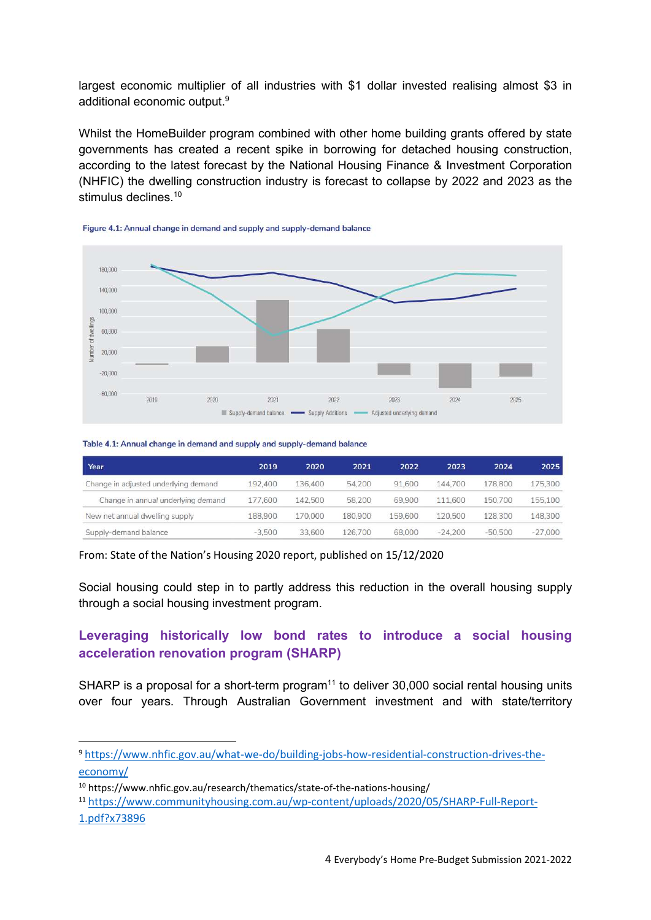largest economic multiplier of all industries with $1 dollar invested realising almost $3 in additional economic output.[9]

Whilst the HomeBuilder program combined with other home building grants offered by state governments has created a recent spike in borrowing for detached housing construction, according to the latest forecast by the National Housing Finance & Investment Corporation (NHFIC) the dwelling construction industry is forecast to collapse by 2022 and 2023 as the stimulus declines.[10]

Figure 4.1: Annual change in demand and supply and supply-demand balance

Table 4.1: Annual change in demand and supply and supply-demand balance

| Year | 2019 | 2020 | 2021 | 2022 | 2023 | 2024 | 2025 |
|---|---|---|---|---|---|---|---|
| Change in adjusted underlying demand | 192,400 | 136,400 | 54,200 | 91,600 | 144,700 | 178,800 | 175,300 |
| Change in annual underlying demand | 177,600 | 142,500 | 58,200 | 69,900 | 111,600 | 150,700 | 155,100 |
| New net annual dwelling supply | 188,900 | 170,000 | 180,900 | 159,600 | 120,500 | 128,300 | 148,300 |
| Supply-demand balance | -3,500 | 33,600 | 126,700 | 68,000 | -24,200 | -50,500 | -27,000 |

From: State of the Nation's Housing 2020 report, published on 15/12/2020

Social housing could step in to partly address this reduction in the overall housing supply through a social housing investment program.

## Leveraging historically low bond rates to introduce a social housing acceleration renovation program (SHARP)

SHARP is a proposal for a short-term program[11] to deliver 30,000 social rental housing units over four years. Through Australian Government investment and with state/territory

---

[9] https://www.nhfic.gov.au/what-we-do/building-jobs-how-residential-construction-drives-the-economy/

[10] https://www.nhfic.gov.au/research/thematics/state-of-the-nations-housing/

[11] https://www.communityhousing.com.au/wp-content/uploads/2020/05/SHARP-Full-Report-1.pdf?x73896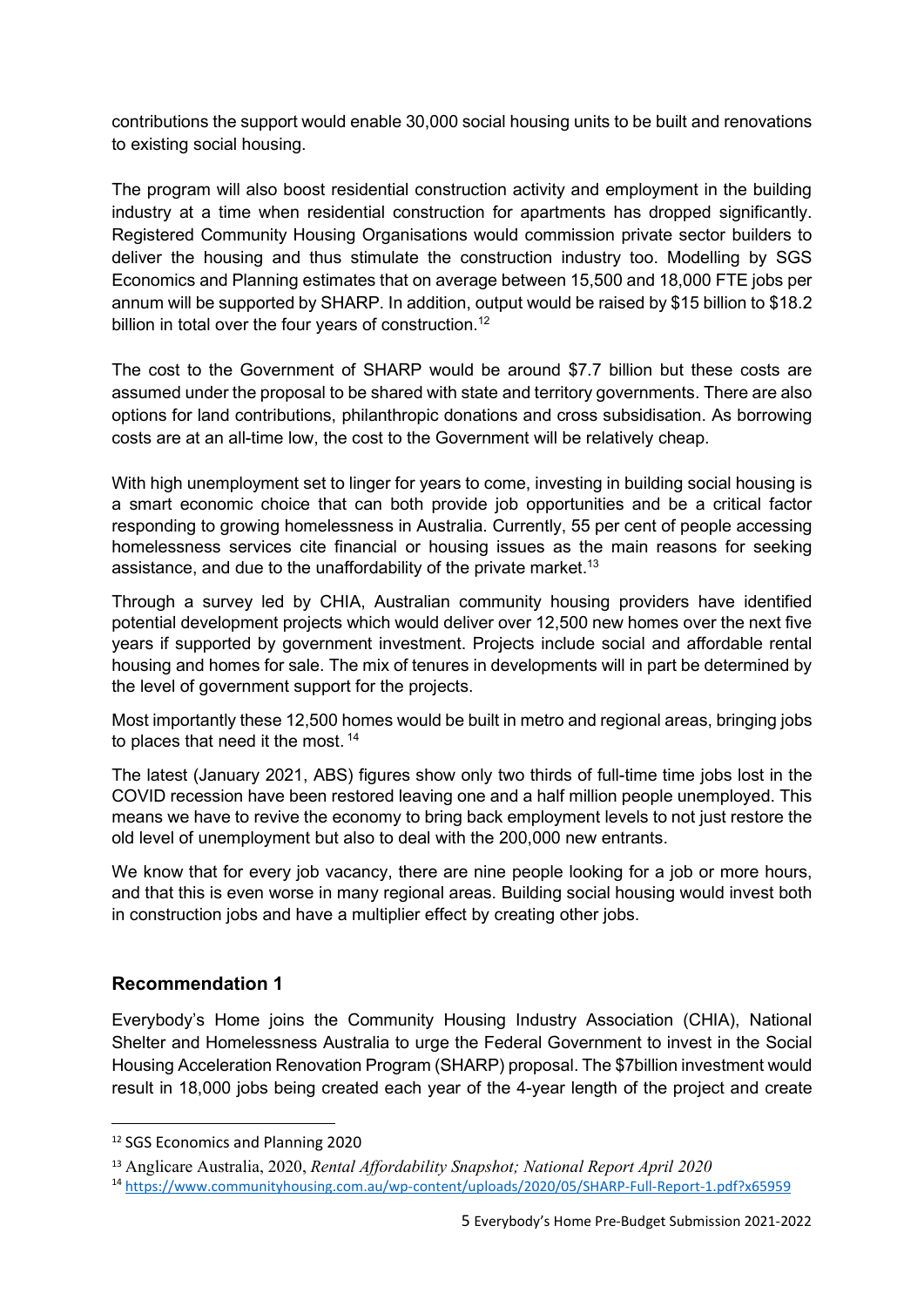contributions the support would enable 30,000 social housing units to be built and renovations to existing social housing.

The program will also boost residential construction activity and employment in the building industry at a time when residential construction for apartments has dropped significantly. Registered Community Housing Organisations would commission private sector builders to deliver the housing and thus stimulate the construction industry too. Modelling by SGS Economics and Planning estimates that on average between 15,500 and 18,000 FTE jobs per annum will be supported by SHARP. In addition, output would be raised by $15 billion to $18.2 billion in total over the four years of construction.[12]

The cost to the Government of SHARP would be around $7.7 billion but these costs are assumed under the proposal to be shared with state and territory governments. There are also options for land contributions, philanthropic donations and cross subsidisation. As borrowing costs are at an all-time low, the cost to the Government will be relatively cheap.

With high unemployment set to linger for years to come, investing in building social housing is a smart economic choice that can both provide job opportunities and be a critical factor responding to growing homelessness in Australia. Currently, 55 per cent of people accessing homelessness services cite financial or housing issues as the main reasons for seeking assistance, and due to the unaffordability of the private market.[13]

Through a survey led by CHIA, Australian community housing providers have identified potential development projects which would deliver over 12,500 new homes over the next five years if supported by government investment. Projects include social and affordable rental housing and homes for sale. The mix of tenures in developments will in part be determined by the level of government support for the projects.

Most importantly these 12,500 homes would be built in metro and regional areas, bringing jobs to places that need it the most. [14]

The latest (January 2021, ABS) figures show only two thirds of full-time time jobs lost in the COVID recession have been restored leaving one and a half million people unemployed. This means we have to revive the economy to bring back employment levels to not just restore the old level of unemployment but also to deal with the 200,000 new entrants.

We know that for every job vacancy, there are nine people looking for a job or more hours, and that this is even worse in many regional areas. Building social housing would invest both in construction jobs and have a multiplier effect by creating other jobs.

### Recommendation 1

Everybody's Home joins the Community Housing Industry Association (CHIA), National Shelter and Homelessness Australia to urge the Federal Government to invest in the Social Housing Acceleration Renovation Program (SHARP) proposal. The $7billion investment would result in 18,000 jobs being created each year of the 4-year length of the project and create

---

[12] SGS Economics and Planning 2020

[13] Anglicare Australia, 2020, *Rental Affordability Snapshot; National Report April 2020*

[14] https://www.communityhousing.com.au/wp-content/uploads/2020/05/SHARP-Full-Report-1.pdf?x65959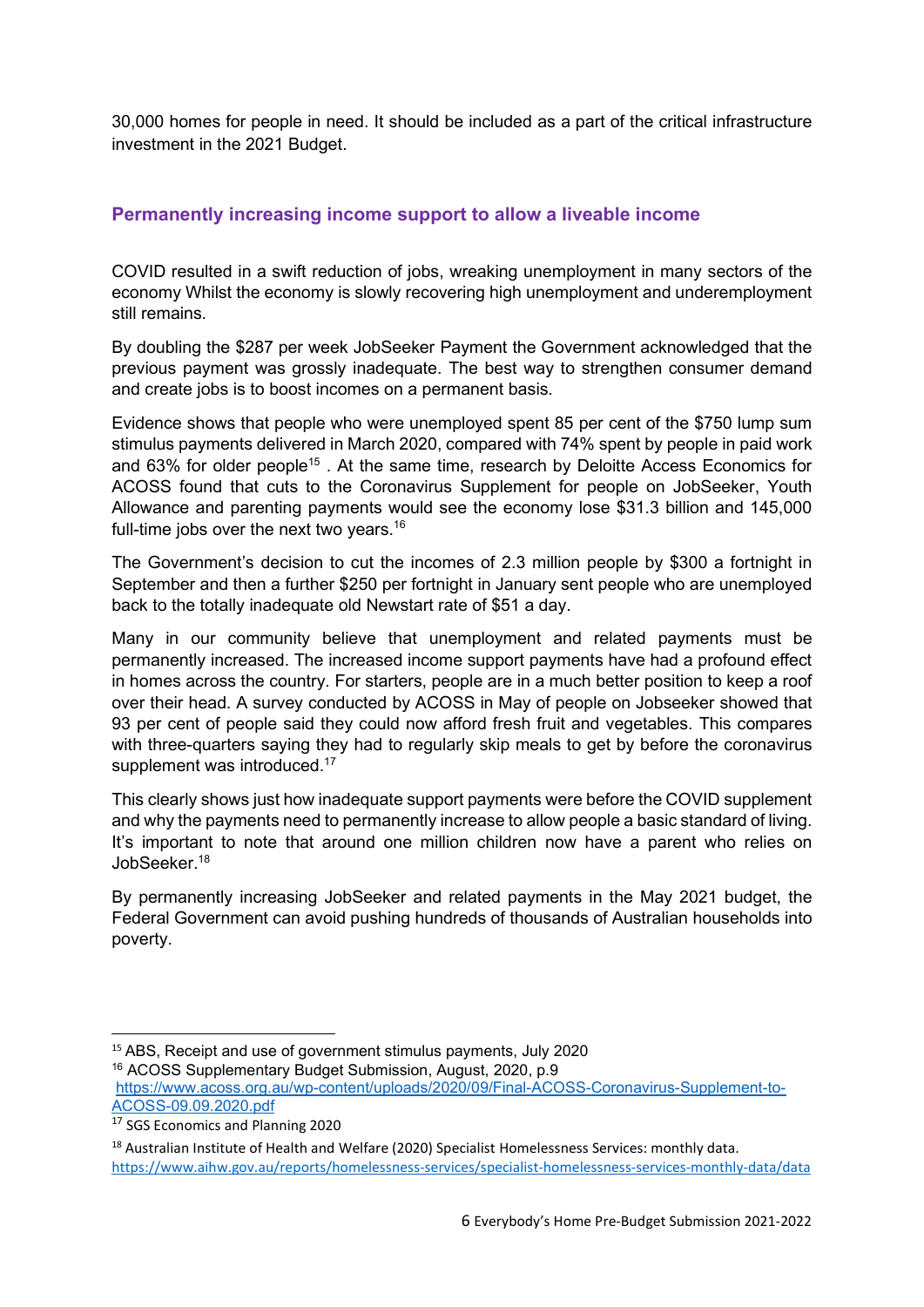30,000 homes for people in need. It should be included as a part of the critical infrastructure investment in the 2021 Budget.

## Permanently increasing income support to allow a liveable income

COVID resulted in a swift reduction of jobs, wreaking unemployment in many sectors of the economy Whilst the economy is slowly recovering high unemployment and underemployment still remains.

By doubling the $287 per week JobSeeker Payment the Government acknowledged that the previous payment was grossly inadequate. The best way to strengthen consumer demand and create jobs is to boost incomes on a permanent basis.

Evidence shows that people who were unemployed spent 85 per cent of the $750 lump sum stimulus payments delivered in March 2020, compared with 74% spent by people in paid work and 63% for older people[15] . At the same time, research by Deloitte Access Economics for ACOSS found that cuts to the Coronavirus Supplement for people on JobSeeker, Youth Allowance and parenting payments would see the economy lose $31.3 billion and 145,000 full-time jobs over the next two years.[16]

The Government's decision to cut the incomes of 2.3 million people by $300 a fortnight in September and then a further $250 per fortnight in January sent people who are unemployed back to the totally inadequate old Newstart rate of $51 a day.

Many in our community believe that unemployment and related payments must be permanently increased. The increased income support payments have had a profound effect in homes across the country. For starters, people are in a much better position to keep a roof over their head. A survey conducted by ACOSS in May of people on Jobseeker showed that 93 per cent of people said they could now afford fresh fruit and vegetables. This compares with three-quarters saying they had to regularly skip meals to get by before the coronavirus supplement was introduced.[17]

This clearly shows just how inadequate support payments were before the COVID supplement and why the payments need to permanently increase to allow people a basic standard of living. It's important to note that around one million children now have a parent who relies on JobSeeker.[18]

By permanently increasing JobSeeker and related payments in the May 2021 budget, the Federal Government can avoid pushing hundreds of thousands of Australian households into poverty.

---

[15] ABS, Receipt and use of government stimulus payments, July 2020

[16] ACOSS Supplementary Budget Submission, August, 2020, p.9 https://www.acoss.org.au/wp-content/uploads/2020/09/Final-ACOSS-Coronavirus-Supplement-to-ACOSS-09.09.2020.pdf

[17] SGS Economics and Planning 2020

[18] Australian Institute of Health and Welfare (2020) Specialist Homelessness Services: monthly data. https://www.aihw.gov.au/reports/homelessness-services/specialist-homelessness-services-monthly-data/data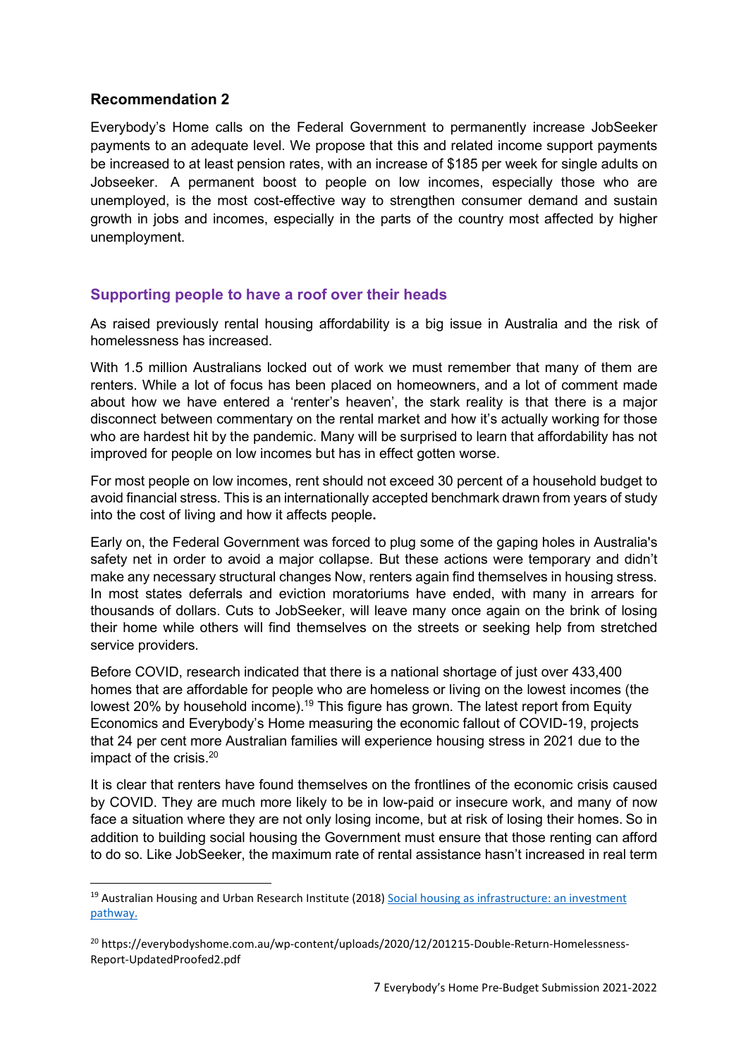### Recommendation 2

Everybody's Home calls on the Federal Government to permanently increase JobSeeker payments to an adequate level. We propose that this and related income support payments be increased to at least pension rates, with an increase of $185 per week for single adults on Jobseeker. A permanent boost to people on low incomes, especially those who are unemployed, is the most cost-effective way to strengthen consumer demand and sustain growth in jobs and incomes, especially in the parts of the country most affected by higher unemployment.

## Supporting people to have a roof over their heads

As raised previously rental housing affordability is a big issue in Australia and the risk of homelessness has increased.

With 1.5 million Australians locked out of work we must remember that many of them are renters. While a lot of focus has been placed on homeowners, and a lot of comment made about how we have entered a 'renter's heaven', the stark reality is that there is a major disconnect between commentary on the rental market and how it's actually working for those who are hardest hit by the pandemic. Many will be surprised to learn that affordability has not improved for people on low incomes but has in effect gotten worse.

For most people on low incomes, rent should not exceed 30 percent of a household budget to avoid financial stress. This is an internationally accepted benchmark drawn from years of study into the cost of living and how it affects people**.**

Early on, the Federal Government was forced to plug some of the gaping holes in Australia's safety net in order to avoid a major collapse. But these actions were temporary and didn't make any necessary structural changes Now, renters again find themselves in housing stress. In most states deferrals and eviction moratoriums have ended, with many in arrears for thousands of dollars. Cuts to JobSeeker, will leave many once again on the brink of losing their home while others will find themselves on the streets or seeking help from stretched service providers.

Before COVID, research indicated that there is a national shortage of just over 433,400 homes that are affordable for people who are homeless or living on the lowest incomes (the lowest 20% by household income).[19] This figure has grown. The latest report from Equity Economics and Everybody's Home measuring the economic fallout of COVID-19, projects that 24 per cent more Australian families will experience housing stress in 2021 due to the impact of the crisis.[20]

It is clear that renters have found themselves on the frontlines of the economic crisis caused by COVID. They are much more likely to be in low-paid or insecure work, and many of now face a situation where they are not only losing income, but at risk of losing their homes. So in addition to building social housing the Government must ensure that those renting can afford to do so. Like JobSeeker, the maximum rate of rental assistance hasn't increased in real term

---

[19] Australian Housing and Urban Research Institute (2018) [Social housing as infrastructure: an investment pathway.](#)

[20] https://everybodyshome.com.au/wp-content/uploads/2020/12/201215-Double-Return-Homelessness-Report-UpdatedProofed2.pdf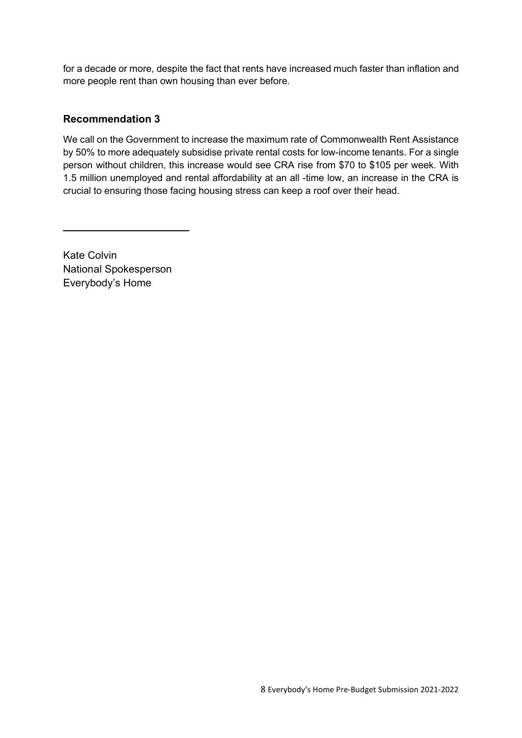for a decade or more, despite the fact that rents have increased much faster than inflation and more people rent than own housing than ever before.

## Recommendation 3

We call on the Government to increase the maximum rate of Commonwealth Rent Assistance by 50% to more adequately subsidise private rental costs for low-income tenants. For a single person without children, this increase would see CRA rise from $70 to $105 per week. With 1.5 million unemployed and rental affordability at an all -time low, an increase in the CRA is crucial to ensuring those facing housing stress can keep a roof over their head.

---

Kate Colvin
National Spokesperson
Everybody's Home